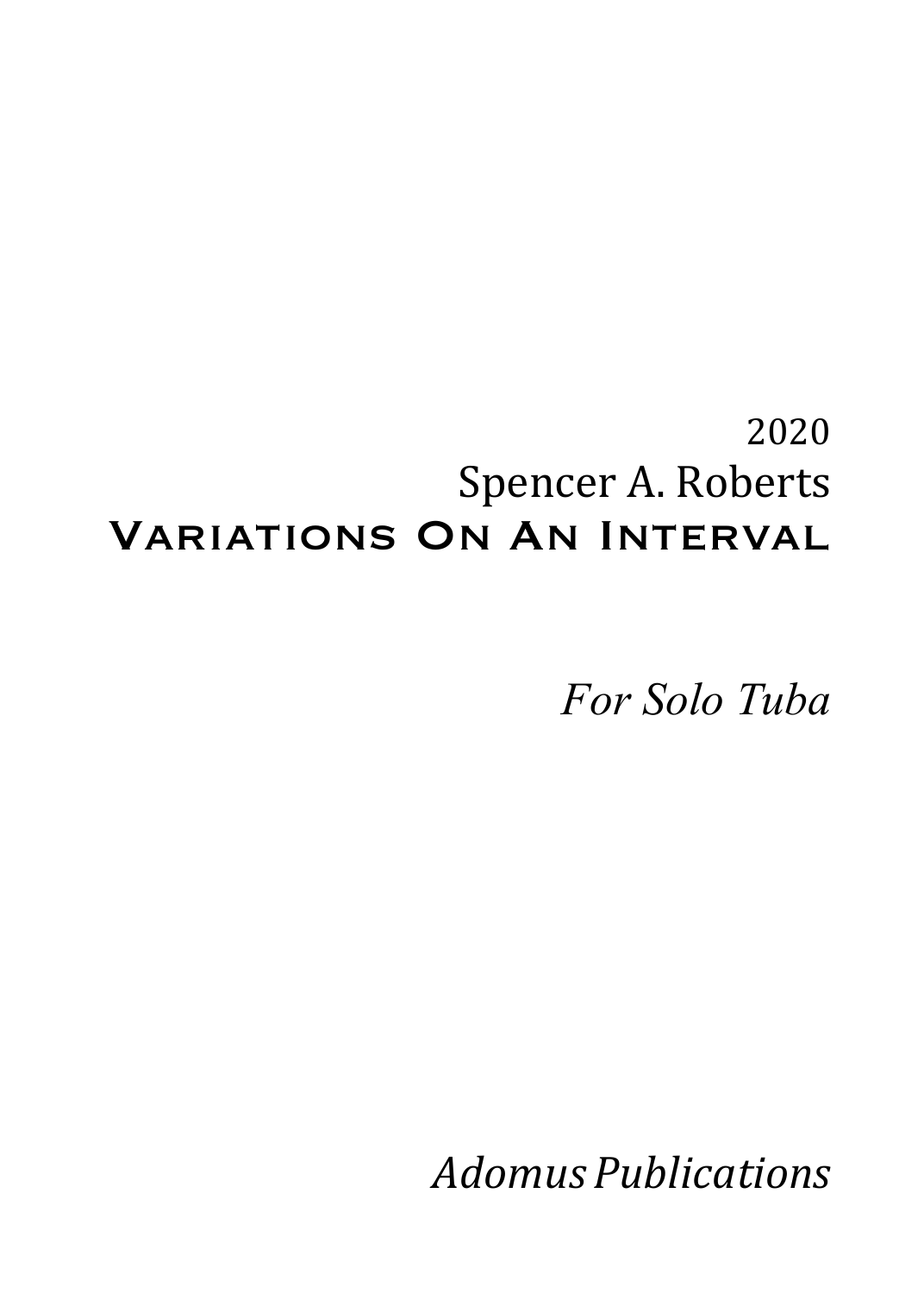2020

Spencer A. Roberts

# Variations On An Interval

*For Solo Tuba*

*Adomus Publications*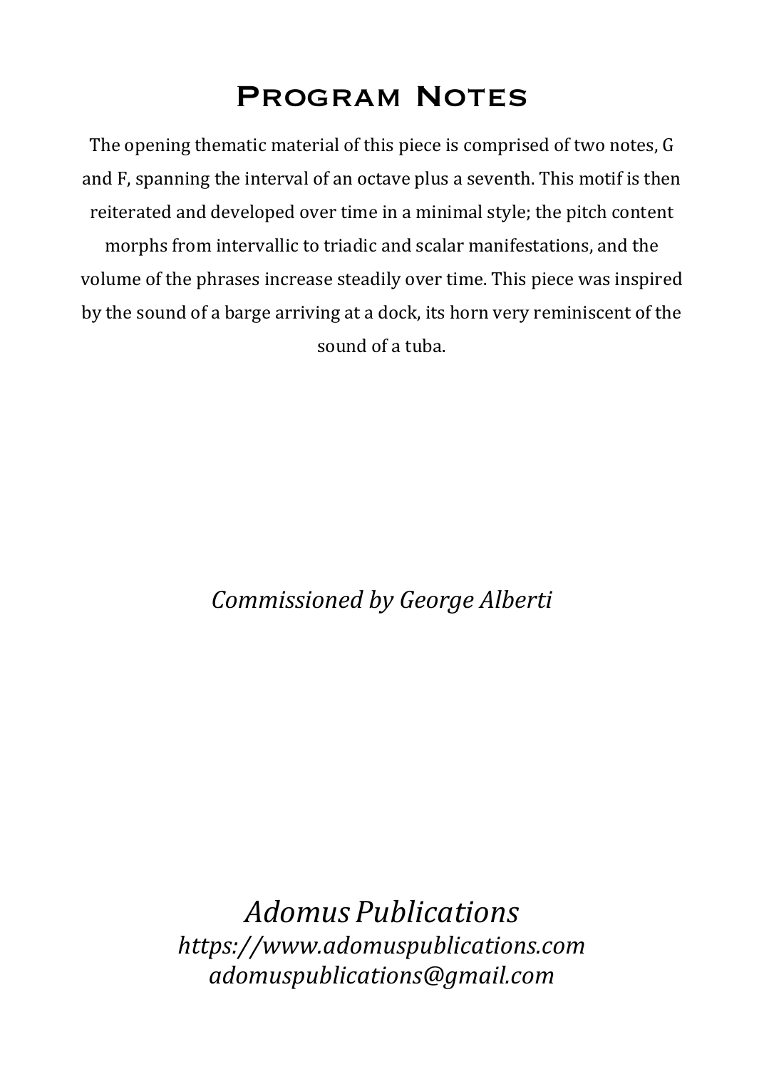# Program Notes

The opening thematic material of this piece is comprised of two notes, G and F, spanning the interval of an octave plus a seventh. This motif is then reiterated and developed over time in a minimal style; the pitch content morphs from intervallic to triadic and scalar manifestations, and the volume of the phrases increase steadily over time. This piece was inspired by the sound of a barge arriving at a dock, its horn very reminiscent of the sound of a tuba.

*Commissioned by George Alberti*

*Adomus Publications*
*https://www.adomuspublications.com*
*adomuspublications@gmail.com*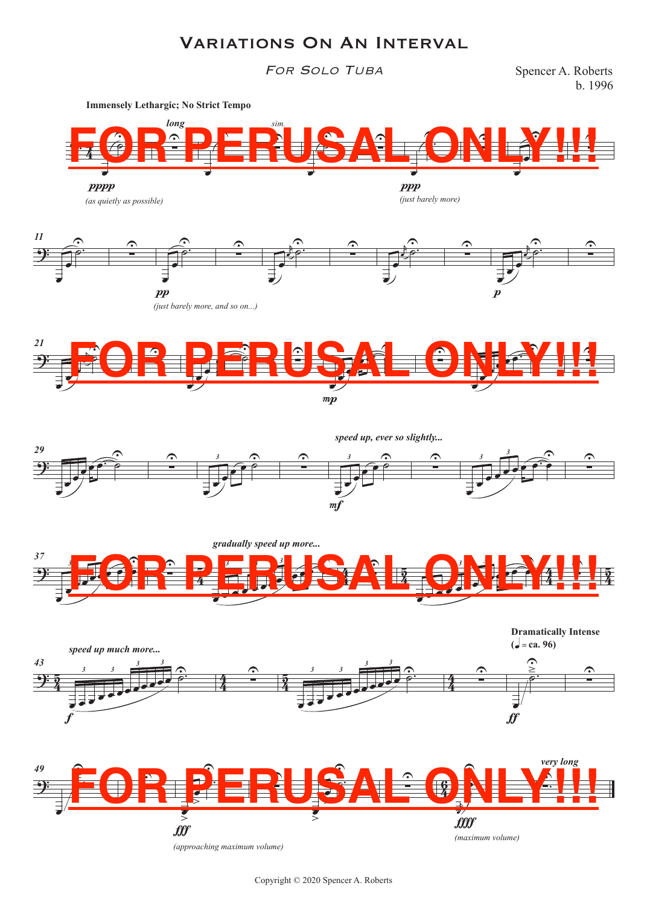# Variations On An Interval

*For Solo Tuba*

Spencer A. Roberts
b. 1996

**Immensely Lethargic; No Strict Tempo**

FOR PERUSAL ONLY!!!

*long* *sim.*

*pppp*
*(as quietly as possible)*

*ppp*
*(just barely more)*

11

*pp*
*(just barely more, and so on...)*

*p*

21

FOR PERUSAL ONLY!!!

*mp*

29

*speed up, ever so slightly...*

*mf*

37

*gradually speed up more...*

FOR PERUSAL ONLY!!!

43

*speed up much more...*

*f*

**Dramatically Intense**
**(♩ = ca. 96)**

*ff*

49

FOR PERUSAL ONLY!!!

*fff*
*(approaching maximum volume)*

*very long*

*ffff*
*(maximum volume)*

Copyright © 2020 Spencer A. Roberts